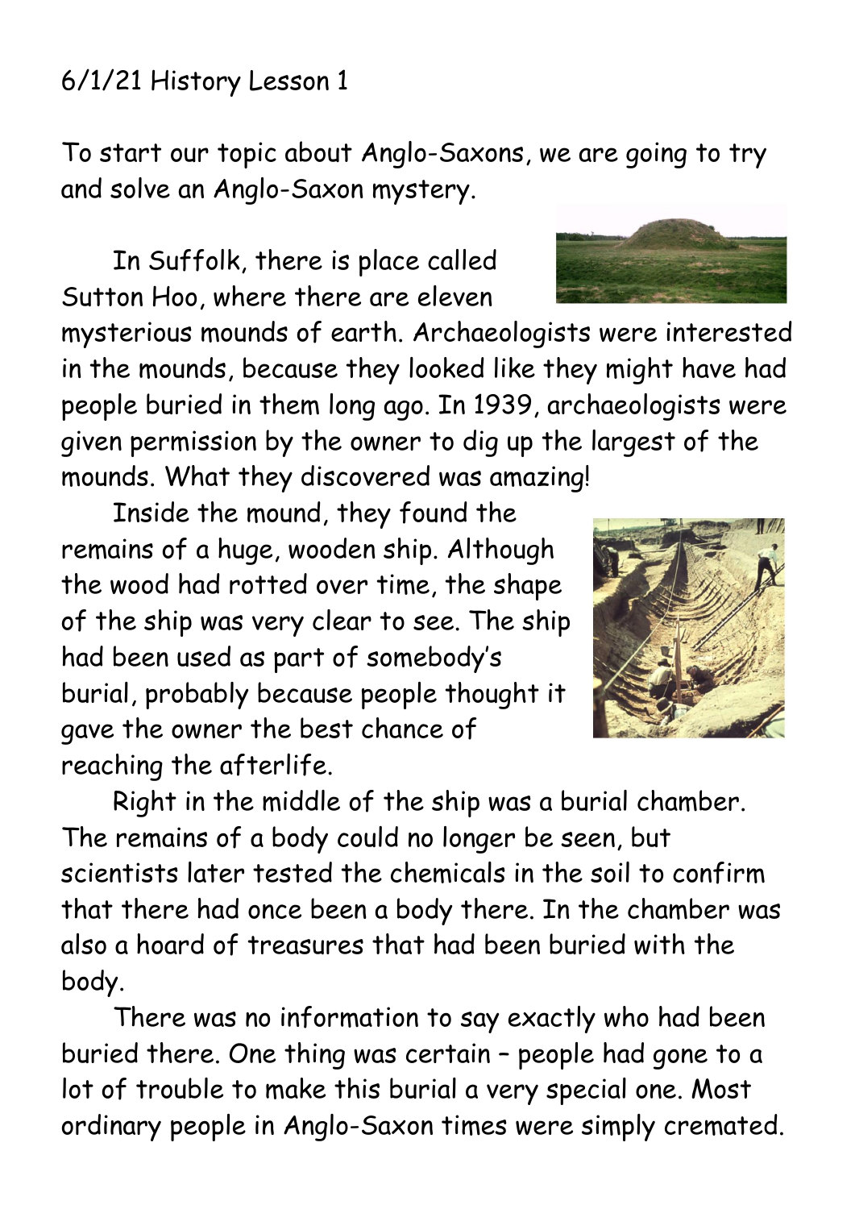6/1/21 History Lesson 1

To start our topic about Anglo-Saxons, we are going to try and solve an Anglo-Saxon mystery.

In Suffolk, there is place called Sutton Hoo, where there are eleven mysterious mounds of earth. Archaeologists were interested in the mounds, because they looked like they might have had people buried in them long ago. In 1939, archaeologists were given permission by the owner to dig up the largest of the mounds. What they discovered was amazing!

Inside the mound, they found the remains of a huge, wooden ship. Although the wood had rotted over time, the shape of the ship was very clear to see. The ship had been used as part of somebody's burial, probably because people thought it gave the owner the best chance of reaching the afterlife.

Right in the middle of the ship was a burial chamber. The remains of a body could no longer be seen, but scientists later tested the chemicals in the soil to confirm that there had once been a body there. In the chamber was also a hoard of treasures that had been buried with the body.

There was no information to say exactly who had been buried there. One thing was certain – people had gone to a lot of trouble to make this burial a very special one. Most ordinary people in Anglo-Saxon times were simply cremated.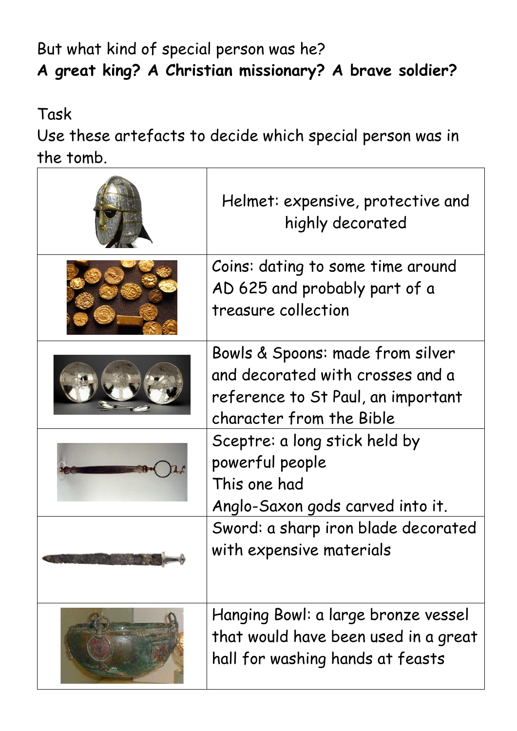But what kind of special person was he?
**A great king? A Christian missionary? A brave soldier?**

Task
Use these artefacts to decide which special person was in the tomb.

| | |
|---|---|
| | Helmet: expensive, protective and highly decorated |
| | Coins: dating to some time around AD 625 and probably part of a treasure collection |
| | Bowls & Spoons: made from silver and decorated with crosses and a reference to St Paul, an important character from the Bible |
| | Sceptre: a long stick held by powerful people This one had Anglo-Saxon gods carved into it. |
| | Sword: a sharp iron blade decorated with expensive materials |
| | Hanging Bowl: a large bronze vessel that would have been used in a great hall for washing hands at feasts |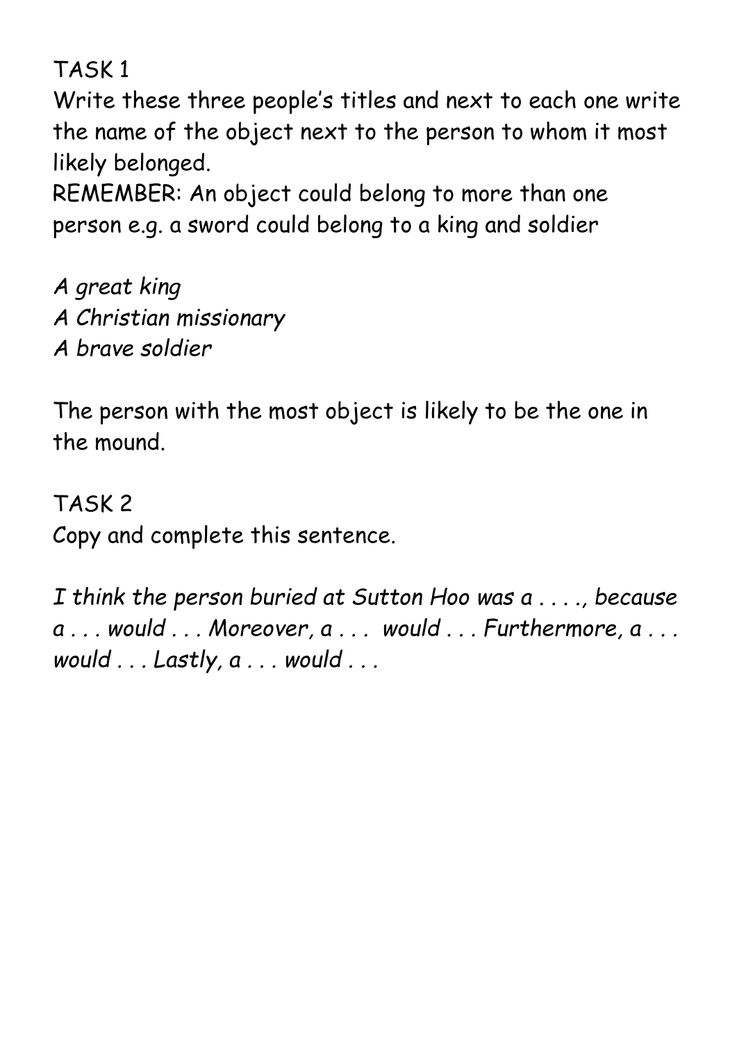TASK 1

Write these three people's titles and next to each one write the name of the object next to the person to whom it most likely belonged.

REMEMBER: An object could belong to more than one person e.g. a sword could belong to a king and soldier

*A great king*
*A Christian missionary*
*A brave soldier*

The person with the most object is likely to be the one in the mound.

TASK 2

Copy and complete this sentence.

*I think the person buried at Sutton Hoo was a . . . ., because a . . . would . . . Moreover, a . . . would . . . Furthermore, a . . . would . . . Lastly, a . . . would . . .*